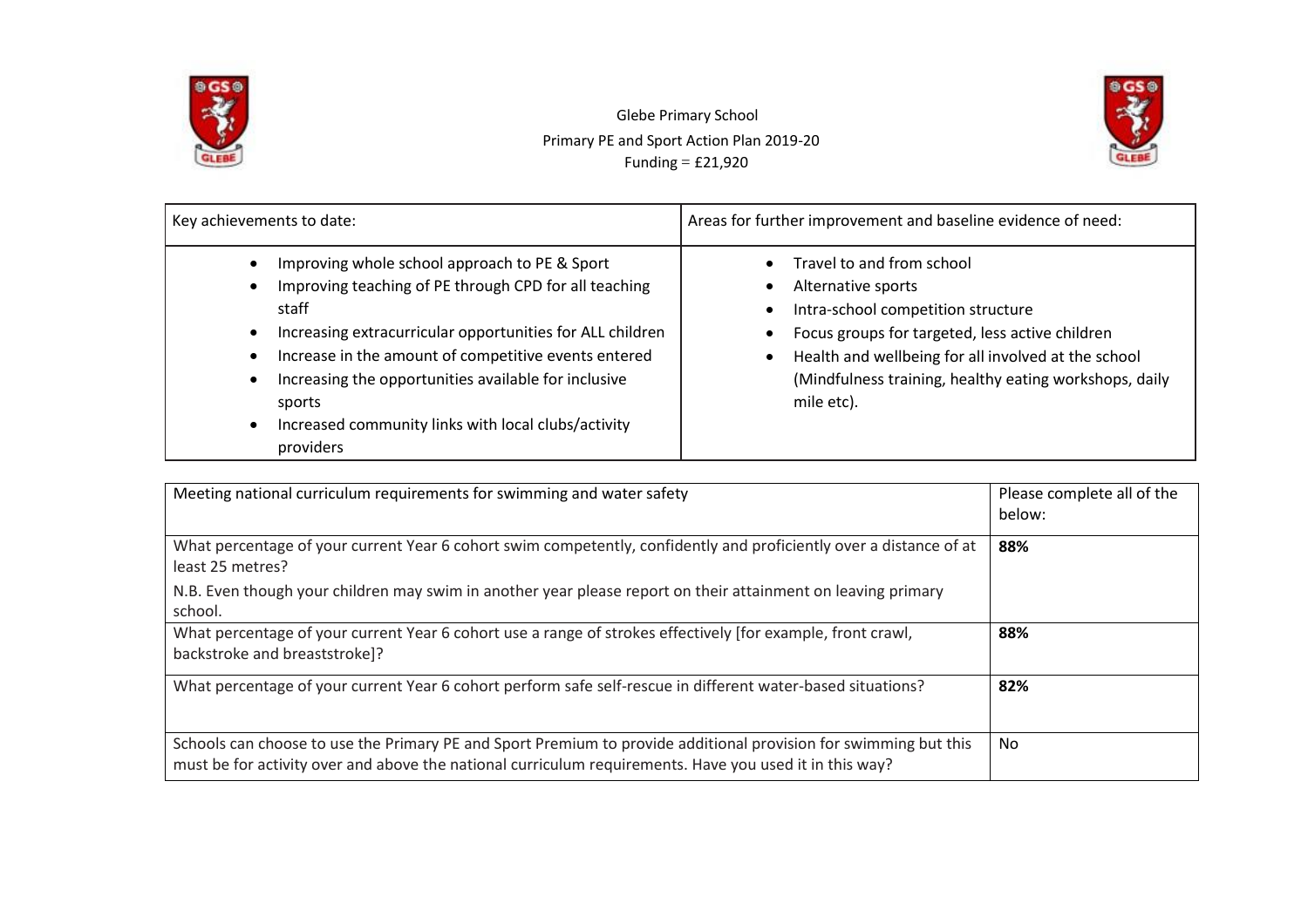# Glebe Primary School

## Primary PE and Sport Action Plan 2019-20

Funding = £21,920

| Key achievements to date: | Areas for further improvement and baseline evidence of need: |
|---|---|
| • Improving whole school approach to PE & Sport<br>• Improving teaching of PE through CPD for all teaching staff<br>• Increasing extracurricular opportunities for ALL children<br>• Increase in the amount of competitive events entered<br>• Increasing the opportunities available for inclusive sports<br>• Increased community links with local clubs/activity providers | • Travel to and from school<br>• Alternative sports<br>• Intra-school competition structure<br>• Focus groups for targeted, less active children<br>• Health and wellbeing for all involved at the school (Mindfulness training, healthy eating workshops, daily mile etc). |

| Meeting national curriculum requirements for swimming and water safety | Please complete all of the below: |
|---|---|
| What percentage of your current Year 6 cohort swim competently, confidently and proficiently over a distance of at least 25 metres?<br>N.B. Even though your children may swim in another year please report on their attainment on leaving primary school. | **88%** |
| What percentage of your current Year 6 cohort use a range of strokes effectively [for example, front crawl, backstroke and breaststroke]? | **88%** |
| What percentage of your current Year 6 cohort perform safe self-rescue in different water-based situations? | **82%** |
| Schools can choose to use the Primary PE and Sport Premium to provide additional provision for swimming but this must be for activity over and above the national curriculum requirements. Have you used it in this way? | No |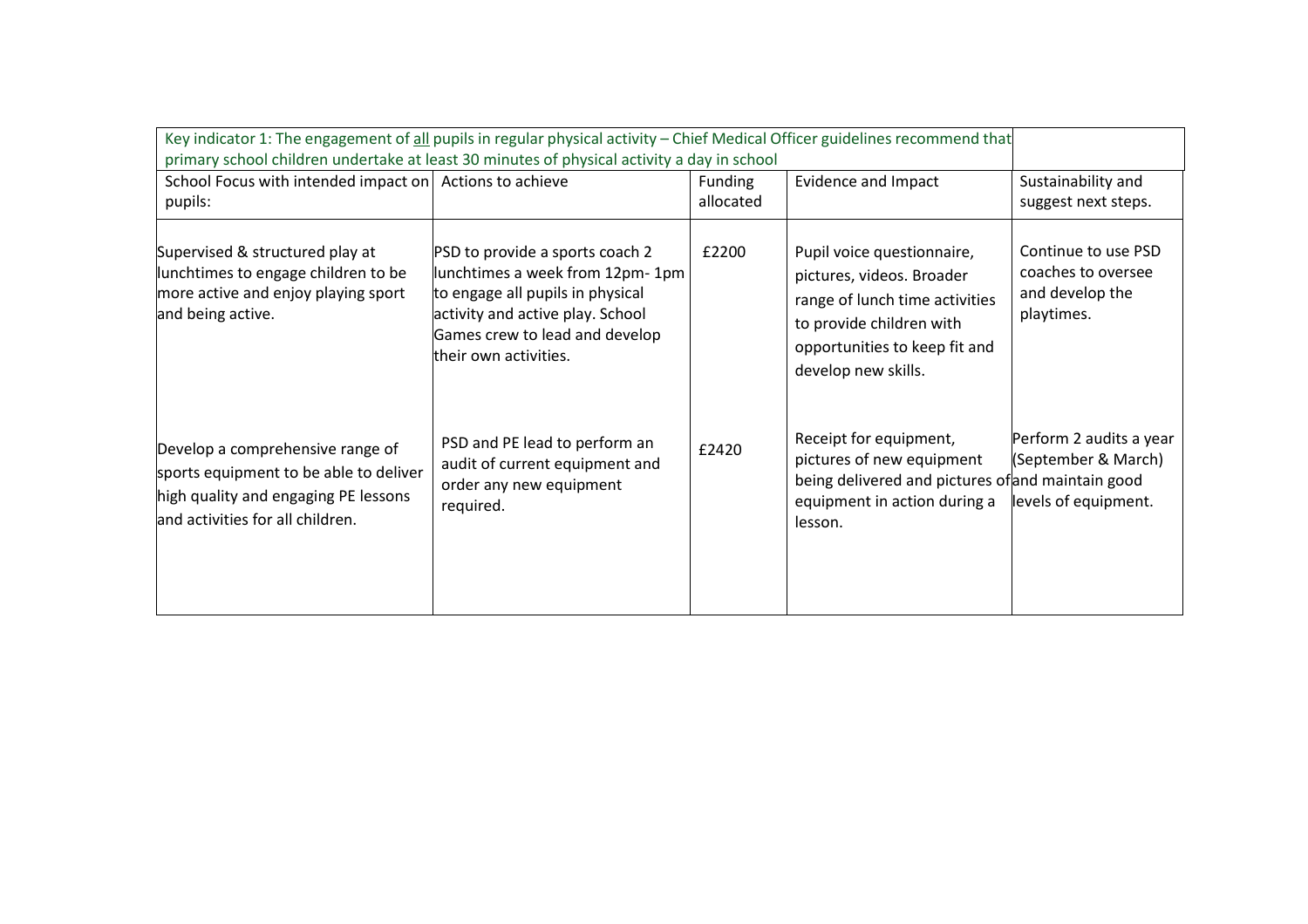| Key indicator 1: The engagement of all pupils in regular physical activity – Chief Medical Officer guidelines recommend that primary school children undertake at least 30 minutes of physical activity a day in school | | | | |
|---|---|---|---|---|
| School Focus with intended impact on pupils: | Actions to achieve | Funding allocated | Evidence and Impact | Sustainability and suggest next steps. |
| Supervised & structured play at lunchtimes to engage children to be more active and enjoy playing sport and being active. | PSD to provide a sports coach 2 lunchtimes a week from 12pm- 1pm to engage all pupils in physical activity and active play. School Games crew to lead and develop their own activities. | £2200 | Pupil voice questionnaire, pictures, videos. Broader range of lunch time activities to provide children with opportunities to keep fit and develop new skills. | Continue to use PSD coaches to oversee and develop the playtimes. |
| Develop a comprehensive range of sports equipment to be able to deliver high quality and engaging PE lessons and activities for all children. | PSD and PE lead to perform an audit of current equipment and order any new equipment required. | £2420 | Receipt for equipment, pictures of new equipment being delivered and pictures of equipment in action during a lesson. | Perform 2 audits a year (September & March) and maintain good levels of equipment. |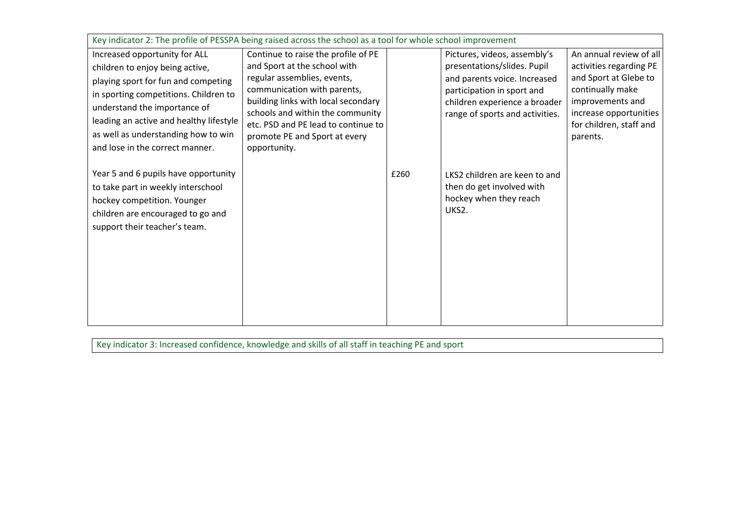| Key indicator 2: The profile of PESSPA being raised across the school as a tool for whole school improvement | | | | |
|---|---|---|---|---|
| Increased opportunity for ALL children to enjoy being active, playing sport for fun and competing in sporting competitions. Children to understand the importance of leading an active and healthy lifestyle as well as understanding how to win and lose in the correct manner. | Continue to raise the profile of PE and Sport at the school with regular assemblies, events, communication with parents, building links with local secondary schools and within the community etc. PSD and PE lead to continue to promote PE and Sport at every opportunity. | | Pictures, videos, assembly's presentations/slides. Pupil and parents voice. Increased participation in sport and children experience a broader range of sports and activities. | An annual review of all activities regarding PE and Sport at Glebe to continually make improvements and increase opportunities for children, staff and parents. |
| Year 5 and 6 pupils have opportunity to take part in weekly interschool hockey competition. Younger children are encouraged to go and support their teacher's team. | | £260 | LKS2 children are keen to and then do get involved with hockey when they reach UKS2. | |

| Key indicator 3: Increased confidence, knowledge and skills of all staff in teaching PE and sport |
|---|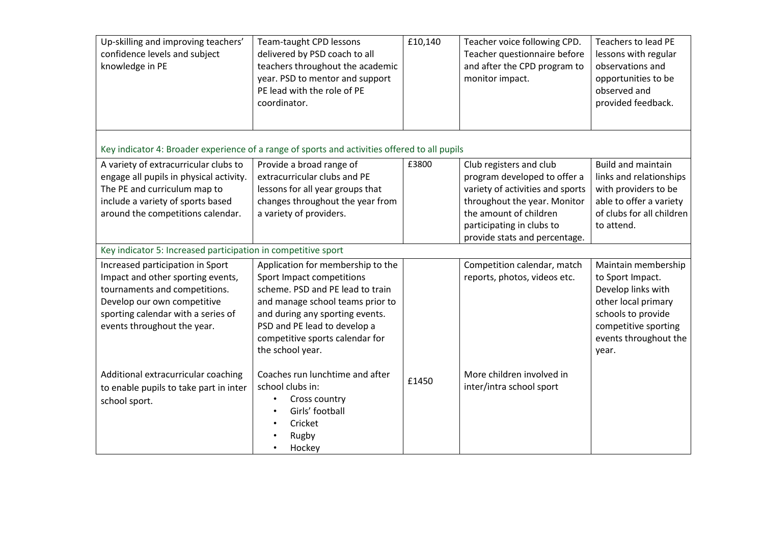| | | | | |
|---|---|---|---|---|
| Up-skilling and improving teachers' confidence levels and subject knowledge in PE | Team-taught CPD lessons delivered by PSD coach to all teachers throughout the academic year. PSD to mentor and support PE lead with the role of PE coordinator. | £10,140 | Teacher voice following CPD. Teacher questionnaire before and after the CPD program to monitor impact. | Teachers to lead PE lessons with regular observations and opportunities to be observed and provided feedback. |
| Key indicator 4: Broader experience of a range of sports and activities offered to all pupils | | | | |
| A variety of extracurricular clubs to engage all pupils in physical activity. The PE and curriculum map to include a variety of sports based around the competitions calendar. | Provide a broad range of extracurricular clubs and PE lessons for all year groups that changes throughout the year from a variety of providers. | £3800 | Club registers and club program developed to offer a variety of activities and sports throughout the year. Monitor the amount of children participating in clubs to provide stats and percentage. | Build and maintain links and relationships with providers to be able to offer a variety of clubs for all children to attend. |
| Key indicator 5: Increased participation in competitive sport | | | | |
| Increased participation in Sport Impact and other sporting events, tournaments and competitions. Develop our own competitive sporting calendar with a series of events throughout the year. | Application for membership to the Sport Impact competitions scheme. PSD and PE lead to train and manage school teams prior to and during any sporting events. PSD and PE lead to develop a competitive sports calendar for the school year. | | Competition calendar, match reports, photos, videos etc. | Maintain membership to Sport Impact. Develop links with other local primary schools to provide competitive sporting events throughout the year. |
| Additional extracurricular coaching to enable pupils to take part in inter school sport. | Coaches run lunchtime and after school clubs in:<br>• Cross country<br>• Girls' football<br>• Cricket<br>• Rugby<br>• Hockey | £1450 | More children involved in inter/intra school sport | |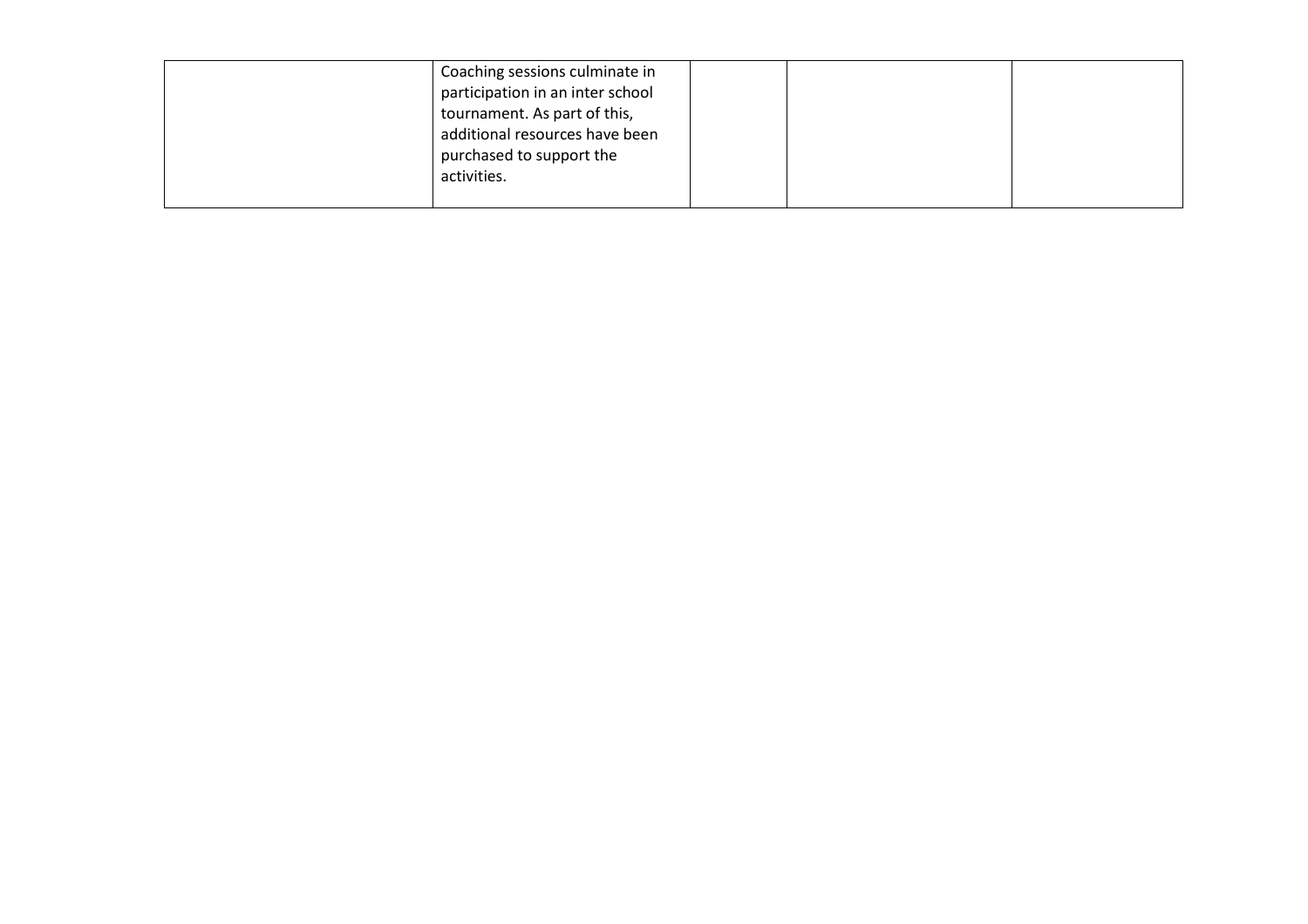| | | | | |
|---|---|---|---|---|
| | Coaching sessions culminate in participation in an inter school tournament. As part of this, additional resources have been purchased to support the activities. | | | |